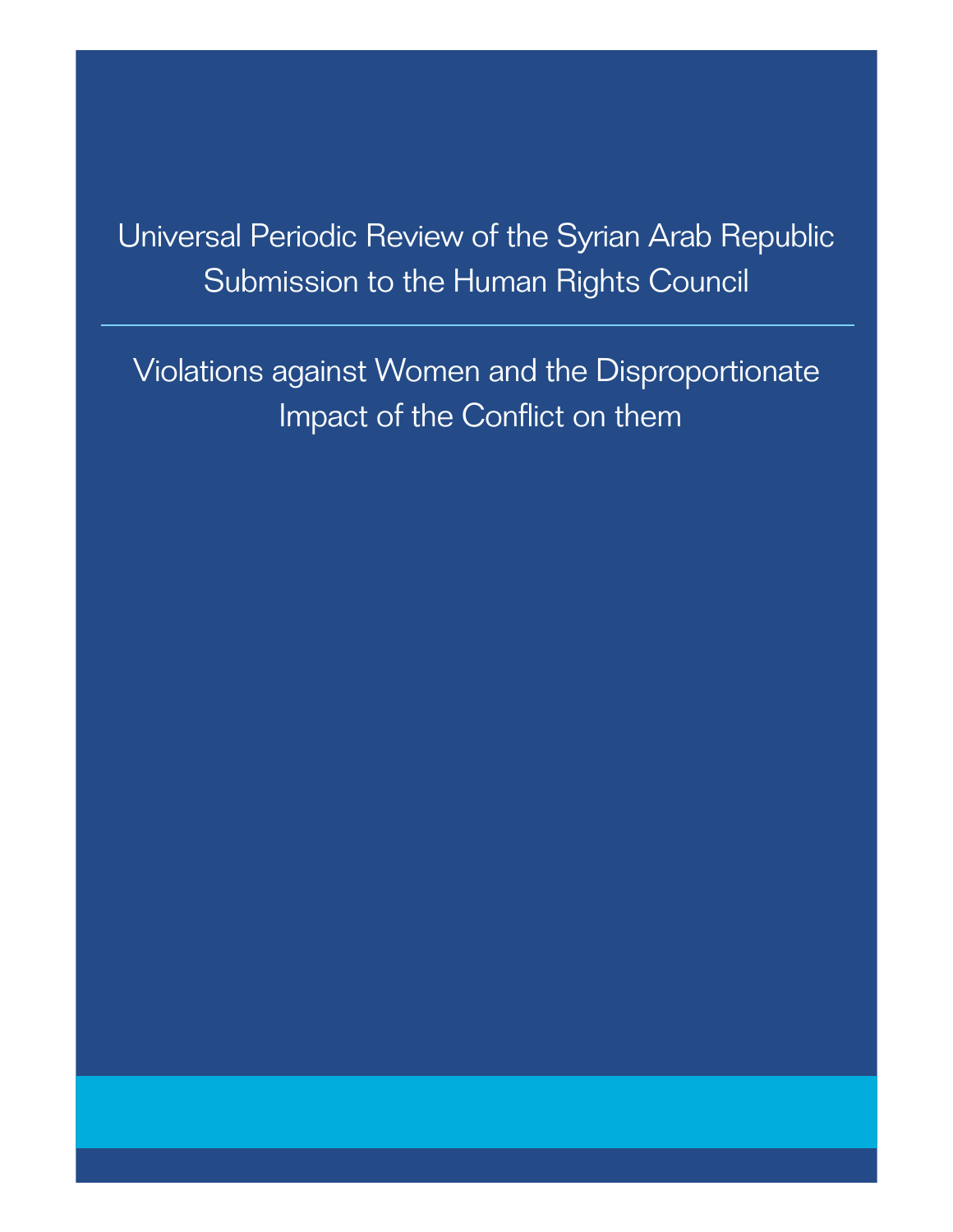# Universal Periodic Review of the Syrian Arab Republic Submission to the Human Rights Council

## Violations against Women and the Disproportionate Impact of the Conflict on them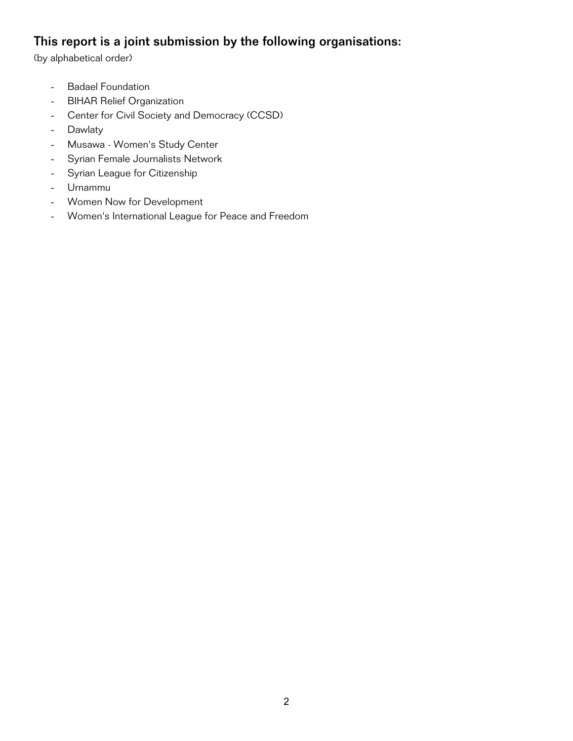## This report is a joint submission by the following organisations:

(by alphabetical order)

- Badael Foundation
- BIHAR Relief Organization
- Center for Civil Society and Democracy (CCSD)
- Dawlaty
- Musawa - Women's Study Center
- Syrian Female Journalists Network
- Syrian League for Citizenship
- Urnammu
- Women Now for Development
- Women's International League for Peace and Freedom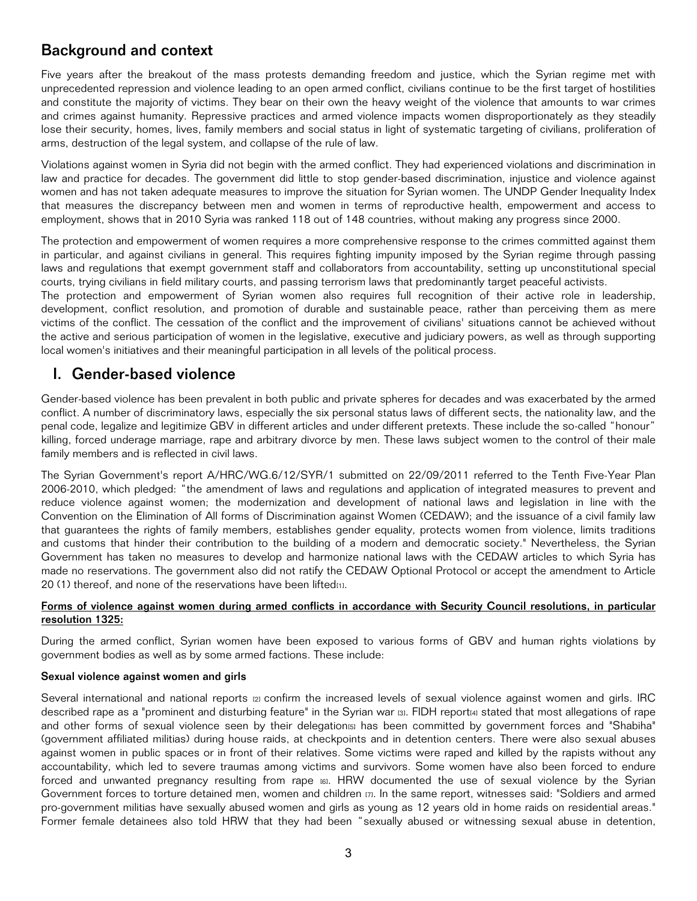## Background and context

Five years after the breakout of the mass protests demanding freedom and justice, which the Syrian regime met with unprecedented repression and violence leading to an open armed conflict, civilians continue to be the first target of hostilities and constitute the majority of victims. They bear on their own the heavy weight of the violence that amounts to war crimes and crimes against humanity. Repressive practices and armed violence impacts women disproportionately as they steadily lose their security, homes, lives, family members and social status in light of systematic targeting of civilians, proliferation of arms, destruction of the legal system, and collapse of the rule of law.

Violations against women in Syria did not begin with the armed conflict. They had experienced violations and discrimination in law and practice for decades. The government did little to stop gender-based discrimination, injustice and violence against women and has not taken adequate measures to improve the situation for Syrian women. The UNDP Gender Inequality Index that measures the discrepancy between men and women in terms of reproductive health, empowerment and access to employment, shows that in 2010 Syria was ranked 118 out of 148 countries, without making any progress since 2000.

The protection and empowerment of women requires a more comprehensive response to the crimes committed against them in particular, and against civilians in general. This requires fighting impunity imposed by the Syrian regime through passing laws and regulations that exempt government staff and collaborators from accountability, setting up unconstitutional special courts, trying civilians in field military courts, and passing terrorism laws that predominantly target peaceful activists.

The protection and empowerment of Syrian women also requires full recognition of their active role in leadership, development, conflict resolution, and promotion of durable and sustainable peace, rather than perceiving them as mere victims of the conflict. The cessation of the conflict and the improvement of civilians' situations cannot be achieved without the active and serious participation of women in the legislative, executive and judiciary powers, as well as through supporting local women's initiatives and their meaningful participation in all levels of the political process.

## I. Gender-based violence

Gender-based violence has been prevalent in both public and private spheres for decades and was exacerbated by the armed conflict. A number of discriminatory laws, especially the six personal status laws of different sects, the nationality law, and the penal code, legalize and legitimize GBV in different articles and under different pretexts. These include the so-called "honour" killing, forced underage marriage, rape and arbitrary divorce by men. These laws subject women to the control of their male family members and is reflected in civil laws.

The Syrian Government's report A/HRC/WG.6/12/SYR/1 submitted on 22/09/2011 referred to the Tenth Five-Year Plan 2006-2010, which pledged: "the amendment of laws and regulations and application of integrated measures to prevent and reduce violence against women; the modernization and development of national laws and legislation in line with the Convention on the Elimination of All forms of Discrimination against Women (CEDAW); and the issuance of a civil family law that guarantees the rights of family members, establishes gender equality, protects women from violence, limits traditions and customs that hinder their contribution to the building of a modern and democratic society." Nevertheless, the Syrian Government has taken no measures to develop and harmonize national laws with the CEDAW articles to which Syria has made no reservations. The government also did not ratify the CEDAW Optional Protocol or accept the amendment to Article 20 (1) thereof, and none of the reservations have been lifted[1].

**Forms of violence against women during armed conflicts in accordance with Security Council resolutions, in particular resolution 1325:**

During the armed conflict, Syrian women have been exposed to various forms of GBV and human rights violations by government bodies as well as by some armed factions. These include:

**Sexual violence against women and girls**

Several international and national reports [2] confirm the increased levels of sexual violence against women and girls. IRC described rape as a "prominent and disturbing feature" in the Syrian war [3]. FIDH report[4] stated that most allegations of rape and other forms of sexual violence seen by their delegation[5] has been committed by government forces and "Shabiha" (government affiliated militias) during house raids, at checkpoints and in detention centers. There were also sexual abuses against women in public spaces or in front of their relatives. Some victims were raped and killed by the rapists without any accountability, which led to severe traumas among victims and survivors. Some women have also been forced to endure forced and unwanted pregnancy resulting from rape [6]. HRW documented the use of sexual violence by the Syrian Government forces to torture detained men, women and children [7]. In the same report, witnesses said: "Soldiers and armed pro-government militias have sexually abused women and girls as young as 12 years old in home raids on residential areas." Former female detainees also told HRW that they had been "sexually abused or witnessing sexual abuse in detention,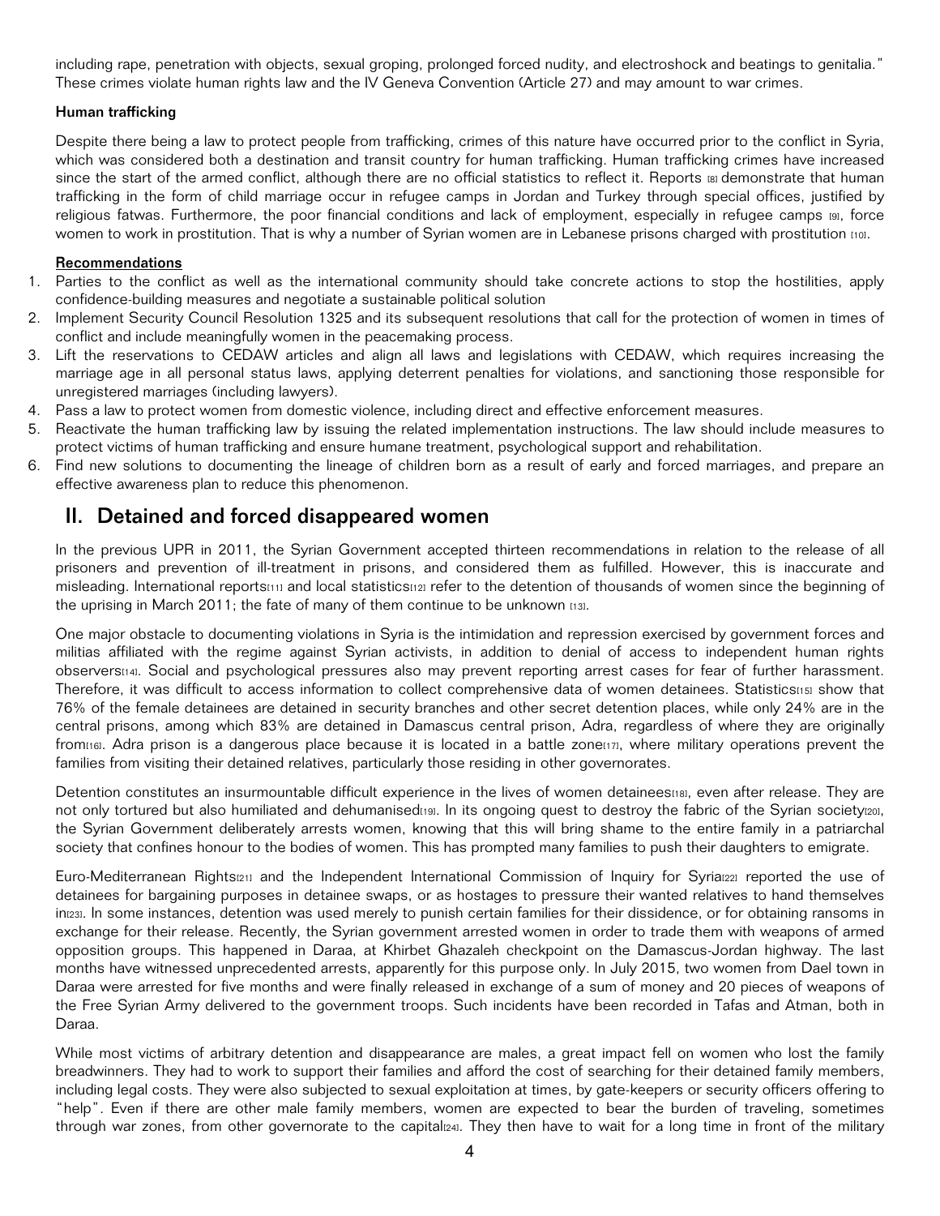including rape, penetration with objects, sexual groping, prolonged forced nudity, and electroshock and beatings to genitalia." These crimes violate human rights law and the IV Geneva Convention (Article 27) and may amount to war crimes.

**Human trafficking**

Despite there being a law to protect people from trafficking, crimes of this nature have occurred prior to the conflict in Syria, which was considered both a destination and transit country for human trafficking. Human trafficking crimes have increased since the start of the armed conflict, although there are no official statistics to reflect it. Reports [8] demonstrate that human trafficking in the form of child marriage occur in refugee camps in Jordan and Turkey through special offices, justified by religious fatwas. Furthermore, the poor financial conditions and lack of employment, especially in refugee camps [9], force women to work in prostitution. That is why a number of Syrian women are in Lebanese prisons charged with prostitution [10].

**Recommendations**

1. Parties to the conflict as well as the international community should take concrete actions to stop the hostilities, apply confidence-building measures and negotiate a sustainable political solution
2. Implement Security Council Resolution 1325 and its subsequent resolutions that call for the protection of women in times of conflict and include meaningfully women in the peacemaking process.
3. Lift the reservations to CEDAW articles and align all laws and legislations with CEDAW, which requires increasing the marriage age in all personal status laws, applying deterrent penalties for violations, and sanctioning those responsible for unregistered marriages (including lawyers).
4. Pass a law to protect women from domestic violence, including direct and effective enforcement measures.
5. Reactivate the human trafficking law by issuing the related implementation instructions. The law should include measures to protect victims of human trafficking and ensure humane treatment, psychological support and rehabilitation.
6. Find new solutions to documenting the lineage of children born as a result of early and forced marriages, and prepare an effective awareness plan to reduce this phenomenon.

## II. Detained and forced disappeared women

In the previous UPR in 2011, the Syrian Government accepted thirteen recommendations in relation to the release of all prisoners and prevention of ill-treatment in prisons, and considered them as fulfilled. However, this is inaccurate and misleading. International reports[11] and local statistics[12] refer to the detention of thousands of women since the beginning of the uprising in March 2011; the fate of many of them continue to be unknown [13].

One major obstacle to documenting violations in Syria is the intimidation and repression exercised by government forces and militias affiliated with the regime against Syrian activists, in addition to denial of access to independent human rights observers[14]. Social and psychological pressures also may prevent reporting arrest cases for fear of further harassment. Therefore, it was difficult to access information to collect comprehensive data of women detainees. Statistics[15] show that 76% of the female detainees are detained in security branches and other secret detention places, while only 24% are in the central prisons, among which 83% are detained in Damascus central prison, Adra, regardless of where they are originally from[16]. Adra prison is a dangerous place because it is located in a battle zone[17], where military operations prevent the families from visiting their detained relatives, particularly those residing in other governorates.

Detention constitutes an insurmountable difficult experience in the lives of women detainees[18], even after release. They are not only tortured but also humiliated and dehumanised[19]. In its ongoing quest to destroy the fabric of the Syrian society[20], the Syrian Government deliberately arrests women, knowing that this will bring shame to the entire family in a patriarchal society that confines honour to the bodies of women. This has prompted many families to push their daughters to emigrate.

Euro-Mediterranean Rights[21] and the Independent International Commission of Inquiry for Syria[22] reported the use of detainees for bargaining purposes in detainee swaps, or as hostages to pressure their wanted relatives to hand themselves in[23]. In some instances, detention was used merely to punish certain families for their dissidence, or for obtaining ransoms in exchange for their release. Recently, the Syrian government arrested women in order to trade them with weapons of armed opposition groups. This happened in Daraa, at Khirbet Ghazaleh checkpoint on the Damascus-Jordan highway. The last months have witnessed unprecedented arrests, apparently for this purpose only. In July 2015, two women from Dael town in Daraa were arrested for five months and were finally released in exchange of a sum of money and 20 pieces of weapons of the Free Syrian Army delivered to the government troops. Such incidents have been recorded in Tafas and Atman, both in Daraa.

While most victims of arbitrary detention and disappearance are males, a great impact fell on women who lost the family breadwinners. They had to work to support their families and afford the cost of searching for their detained family members, including legal costs. They were also subjected to sexual exploitation at times, by gate-keepers or security officers offering to "help". Even if there are other male family members, women are expected to bear the burden of traveling, sometimes through war zones, from other governorate to the capital[24]. They then have to wait for a long time in front of the military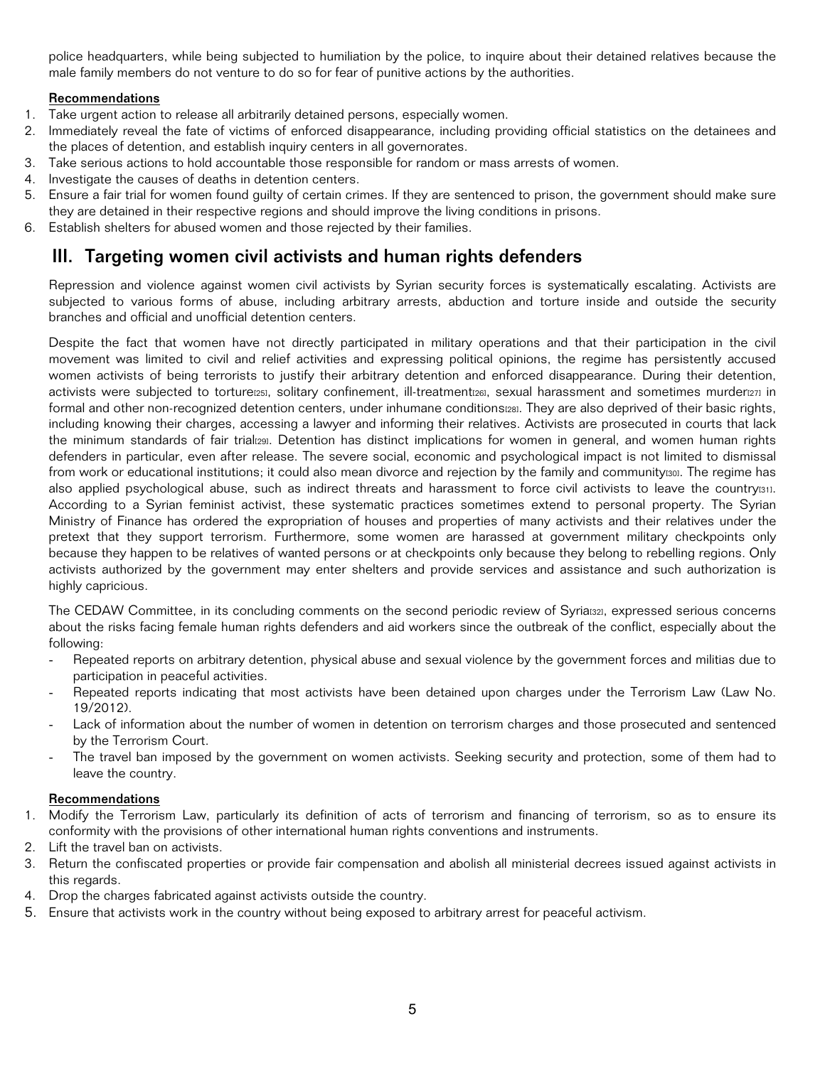police headquarters, while being subjected to humiliation by the police, to inquire about their detained relatives because the male family members do not venture to do so for fear of punitive actions by the authorities.

**Recommendations**

1. Take urgent action to release all arbitrarily detained persons, especially women.
2. Immediately reveal the fate of victims of enforced disappearance, including providing official statistics on the detainees and the places of detention, and establish inquiry centers in all governorates.
3. Take serious actions to hold accountable those responsible for random or mass arrests of women.
4. Investigate the causes of deaths in detention centers.
5. Ensure a fair trial for women found guilty of certain crimes. If they are sentenced to prison, the government should make sure they are detained in their respective regions and should improve the living conditions in prisons.
6. Establish shelters for abused women and those rejected by their families.

## III. Targeting women civil activists and human rights defenders

Repression and violence against women civil activists by Syrian security forces is systematically escalating. Activists are subjected to various forms of abuse, including arbitrary arrests, abduction and torture inside and outside the security branches and official and unofficial detention centers.

Despite the fact that women have not directly participated in military operations and that their participation in the civil movement was limited to civil and relief activities and expressing political opinions, the regime has persistently accused women activists of being terrorists to justify their arbitrary detention and enforced disappearance. During their detention, activists were subjected to torture[25], solitary confinement, ill-treatment[26], sexual harassment and sometimes murder[27] in formal and other non-recognized detention centers, under inhumane conditions[28]. They are also deprived of their basic rights, including knowing their charges, accessing a lawyer and informing their relatives. Activists are prosecuted in courts that lack the minimum standards of fair trial[29]. Detention has distinct implications for women in general, and women human rights defenders in particular, even after release. The severe social, economic and psychological impact is not limited to dismissal from work or educational institutions; it could also mean divorce and rejection by the family and community[30]. The regime has also applied psychological abuse, such as indirect threats and harassment to force civil activists to leave the country[31]. According to a Syrian feminist activist, these systematic practices sometimes extend to personal property. The Syrian Ministry of Finance has ordered the expropriation of houses and properties of many activists and their relatives under the pretext that they support terrorism. Furthermore, some women are harassed at government military checkpoints only because they happen to be relatives of wanted persons or at checkpoints only because they belong to rebelling regions. Only activists authorized by the government may enter shelters and provide services and assistance and such authorization is highly capricious.

The CEDAW Committee, in its concluding comments on the second periodic review of Syria[32], expressed serious concerns about the risks facing female human rights defenders and aid workers since the outbreak of the conflict, especially about the following:

- Repeated reports on arbitrary detention, physical abuse and sexual violence by the government forces and militias due to participation in peaceful activities.
- Repeated reports indicating that most activists have been detained upon charges under the Terrorism Law (Law No. 19/2012).
- Lack of information about the number of women in detention on terrorism charges and those prosecuted and sentenced by the Terrorism Court.
- The travel ban imposed by the government on women activists. Seeking security and protection, some of them had to leave the country.

**Recommendations**

1. Modify the Terrorism Law, particularly its definition of acts of terrorism and financing of terrorism, so as to ensure its conformity with the provisions of other international human rights conventions and instruments.
2. Lift the travel ban on activists.
3. Return the confiscated properties or provide fair compensation and abolish all ministerial decrees issued against activists in this regards.
4. Drop the charges fabricated against activists outside the country.
5. Ensure that activists work in the country without being exposed to arbitrary arrest for peaceful activism.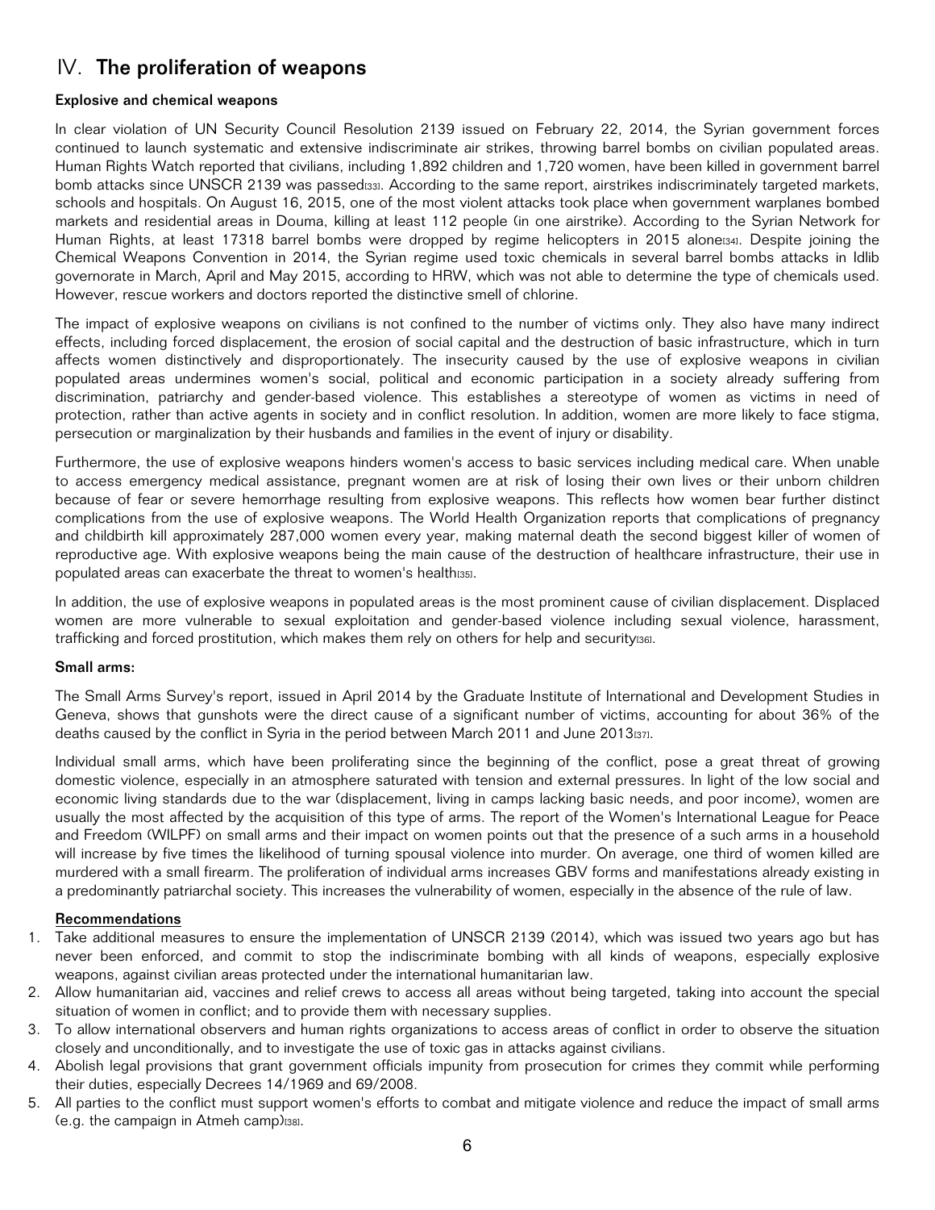# IV. The proliferation of weapons

### Explosive and chemical weapons

In clear violation of UN Security Council Resolution 2139 issued on February 22, 2014, the Syrian government forces continued to launch systematic and extensive indiscriminate air strikes, throwing barrel bombs on civilian populated areas. Human Rights Watch reported that civilians, including 1,892 children and 1,720 women, have been killed in government barrel bomb attacks since UNSCR 2139 was passed[33]. According to the same report, airstrikes indiscriminately targeted markets, schools and hospitals. On August 16, 2015, one of the most violent attacks took place when government warplanes bombed markets and residential areas in Douma, killing at least 112 people (in one airstrike). According to the Syrian Network for Human Rights, at least 17318 barrel bombs were dropped by regime helicopters in 2015 alone[34]. Despite joining the Chemical Weapons Convention in 2014, the Syrian regime used toxic chemicals in several barrel bombs attacks in Idlib governorate in March, April and May 2015, according to HRW, which was not able to determine the type of chemicals used. However, rescue workers and doctors reported the distinctive smell of chlorine.

The impact of explosive weapons on civilians is not confined to the number of victims only. They also have many indirect effects, including forced displacement, the erosion of social capital and the destruction of basic infrastructure, which in turn affects women distinctively and disproportionately. The insecurity caused by the use of explosive weapons in civilian populated areas undermines women's social, political and economic participation in a society already suffering from discrimination, patriarchy and gender-based violence. This establishes a stereotype of women as victims in need of protection, rather than active agents in society and in conflict resolution. In addition, women are more likely to face stigma, persecution or marginalization by their husbands and families in the event of injury or disability.

Furthermore, the use of explosive weapons hinders women's access to basic services including medical care. When unable to access emergency medical assistance, pregnant women are at risk of losing their own lives or their unborn children because of fear or severe hemorrhage resulting from explosive weapons. This reflects how women bear further distinct complications from the use of explosive weapons. The World Health Organization reports that complications of pregnancy and childbirth kill approximately 287,000 women every year, making maternal death the second biggest killer of women of reproductive age. With explosive weapons being the main cause of the destruction of healthcare infrastructure, their use in populated areas can exacerbate the threat to women's health[35].

In addition, the use of explosive weapons in populated areas is the most prominent cause of civilian displacement. Displaced women are more vulnerable to sexual exploitation and gender-based violence including sexual violence, harassment, trafficking and forced prostitution, which makes them rely on others for help and security[36].

### Small arms:

The Small Arms Survey's report, issued in April 2014 by the Graduate Institute of International and Development Studies in Geneva, shows that gunshots were the direct cause of a significant number of victims, accounting for about 36% of the deaths caused by the conflict in Syria in the period between March 2011 and June 2013[37].

Individual small arms, which have been proliferating since the beginning of the conflict, pose a great threat of growing domestic violence, especially in an atmosphere saturated with tension and external pressures. In light of the low social and economic living standards due to the war (displacement, living in camps lacking basic needs, and poor income), women are usually the most affected by the acquisition of this type of arms. The report of the Women's International League for Peace and Freedom (WILPF) on small arms and their impact on women points out that the presence of a such arms in a household will increase by five times the likelihood of turning spousal violence into murder. On average, one third of women killed are murdered with a small firearm. The proliferation of individual arms increases GBV forms and manifestations already existing in a predominantly patriarchal society. This increases the vulnerability of women, especially in the absence of the rule of law.

**Recommendations**

1. Take additional measures to ensure the implementation of UNSCR 2139 (2014), which was issued two years ago but has never been enforced, and commit to stop the indiscriminate bombing with all kinds of weapons, especially explosive weapons, against civilian areas protected under the international humanitarian law.
2. Allow humanitarian aid, vaccines and relief crews to access all areas without being targeted, taking into account the special situation of women in conflict; and to provide them with necessary supplies.
3. To allow international observers and human rights organizations to access areas of conflict in order to observe the situation closely and unconditionally, and to investigate the use of toxic gas in attacks against civilians.
4. Abolish legal provisions that grant government officials impunity from prosecution for crimes they commit while performing their duties, especially Decrees 14/1969 and 69/2008.
5. All parties to the conflict must support women's efforts to combat and mitigate violence and reduce the impact of small arms (e.g. the campaign in Atmeh camp)[38].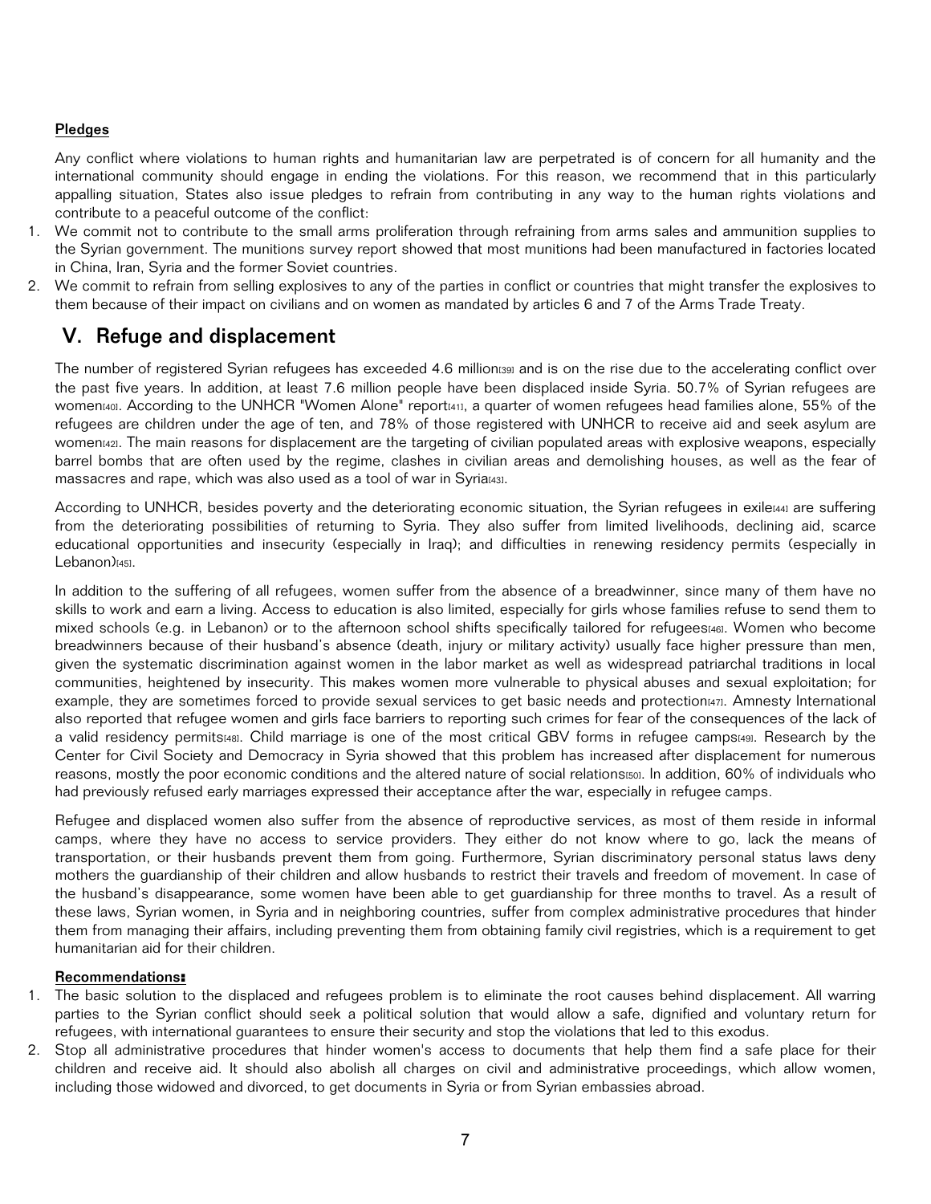#### Pledges

Any conflict where violations to human rights and humanitarian law are perpetrated is of concern for all humanity and the international community should engage in ending the violations. For this reason, we recommend that in this particularly appalling situation, States also issue pledges to refrain from contributing in any way to the human rights violations and contribute to a peaceful outcome of the conflict:

1. We commit not to contribute to the small arms proliferation through refraining from arms sales and ammunition supplies to the Syrian government. The munitions survey report showed that most munitions had been manufactured in factories located in China, Iran, Syria and the former Soviet countries.
2. We commit to refrain from selling explosives to any of the parties in conflict or countries that might transfer the explosives to them because of their impact on civilians and on women as mandated by articles 6 and 7 of the Arms Trade Treaty.

## V. Refuge and displacement

The number of registered Syrian refugees has exceeded 4.6 million[39] and is on the rise due to the accelerating conflict over the past five years. In addition, at least 7.6 million people have been displaced inside Syria. 50.7% of Syrian refugees are women[40]. According to the UNHCR "Women Alone" report[41], a quarter of women refugees head families alone, 55% of the refugees are children under the age of ten, and 78% of those registered with UNHCR to receive aid and seek asylum are women[42]. The main reasons for displacement are the targeting of civilian populated areas with explosive weapons, especially barrel bombs that are often used by the regime, clashes in civilian areas and demolishing houses, as well as the fear of massacres and rape, which was also used as a tool of war in Syria[43].

According to UNHCR, besides poverty and the deteriorating economic situation, the Syrian refugees in exile[44] are suffering from the deteriorating possibilities of returning to Syria. They also suffer from limited livelihoods, declining aid, scarce educational opportunities and insecurity (especially in Iraq); and difficulties in renewing residency permits (especially in Lebanon)[45].

In addition to the suffering of all refugees, women suffer from the absence of a breadwinner, since many of them have no skills to work and earn a living. Access to education is also limited, especially for girls whose families refuse to send them to mixed schools (e.g. in Lebanon) or to the afternoon school shifts specifically tailored for refugees[46]. Women who become breadwinners because of their husband's absence (death, injury or military activity) usually face higher pressure than men, given the systematic discrimination against women in the labor market as well as widespread patriarchal traditions in local communities, heightened by insecurity. This makes women more vulnerable to physical abuses and sexual exploitation; for example, they are sometimes forced to provide sexual services to get basic needs and protection[47]. Amnesty International also reported that refugee women and girls face barriers to reporting such crimes for fear of the consequences of the lack of a valid residency permits[48]. Child marriage is one of the most critical GBV forms in refugee camps[49]. Research by the Center for Civil Society and Democracy in Syria showed that this problem has increased after displacement for numerous reasons, mostly the poor economic conditions and the altered nature of social relations[50]. In addition, 60% of individuals who had previously refused early marriages expressed their acceptance after the war, especially in refugee camps.

Refugee and displaced women also suffer from the absence of reproductive services, as most of them reside in informal camps, where they have no access to service providers. They either do not know where to go, lack the means of transportation, or their husbands prevent them from going. Furthermore, Syrian discriminatory personal status laws deny mothers the guardianship of their children and allow husbands to restrict their travels and freedom of movement. In case of the husband's disappearance, some women have been able to get guardianship for three months to travel. As a result of these laws, Syrian women, in Syria and in neighboring countries, suffer from complex administrative procedures that hinder them from managing their affairs, including preventing them from obtaining family civil registries, which is a requirement to get humanitarian aid for their children.

#### Recommendations:

1. The basic solution to the displaced and refugees problem is to eliminate the root causes behind displacement. All warring parties to the Syrian conflict should seek a political solution that would allow a safe, dignified and voluntary return for refugees, with international guarantees to ensure their security and stop the violations that led to this exodus.
2. Stop all administrative procedures that hinder women's access to documents that help them find a safe place for their children and receive aid. It should also abolish all charges on civil and administrative proceedings, which allow women, including those widowed and divorced, to get documents in Syria or from Syrian embassies abroad.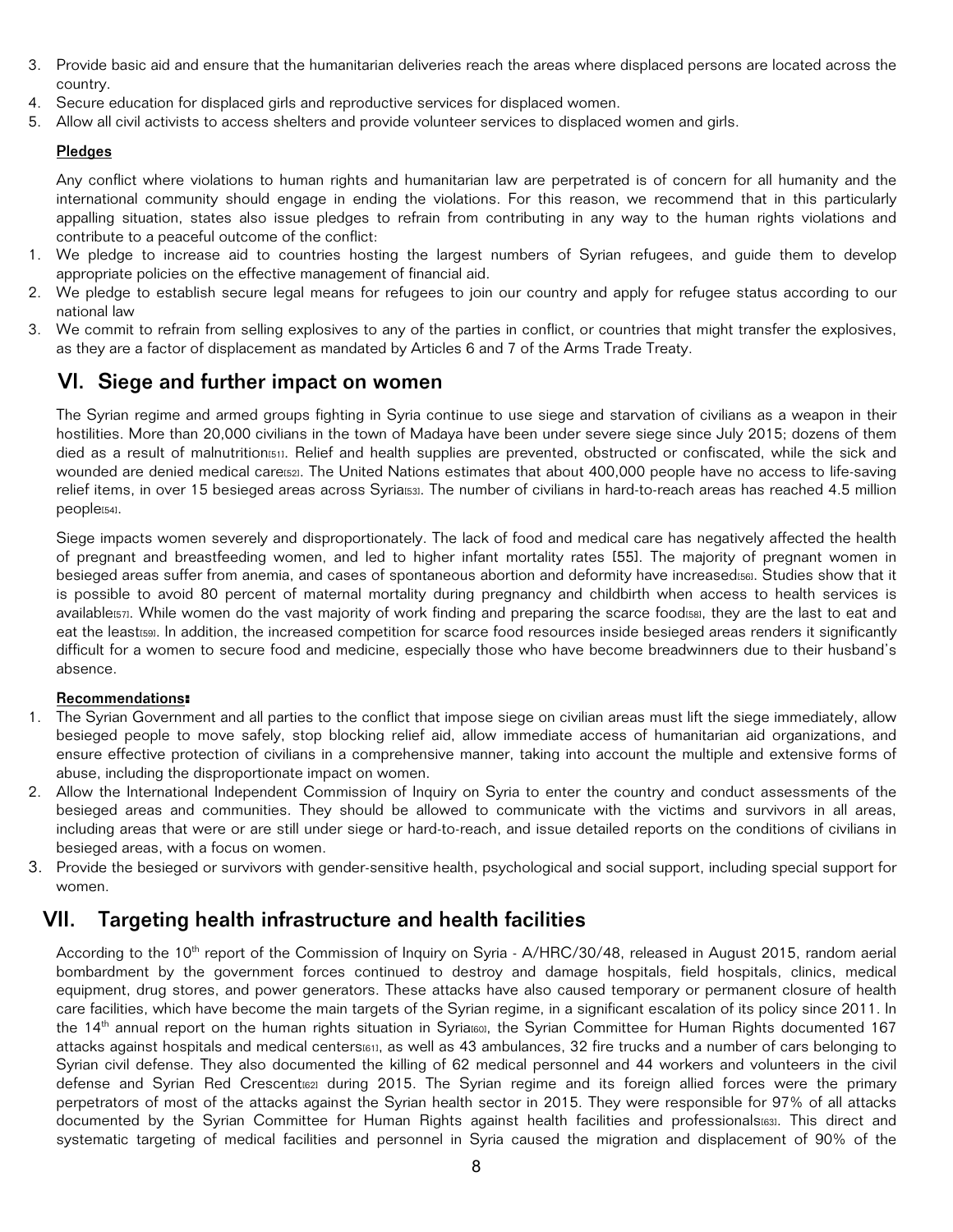3. Provide basic aid and ensure that the humanitarian deliveries reach the areas where displaced persons are located across the country.
4. Secure education for displaced girls and reproductive services for displaced women.
5. Allow all civil activists to access shelters and provide volunteer services to displaced women and girls.

**Pledges**

Any conflict where violations to human rights and humanitarian law are perpetrated is of concern for all humanity and the international community should engage in ending the violations. For this reason, we recommend that in this particularly appalling situation, states also issue pledges to refrain from contributing in any way to the human rights violations and contribute to a peaceful outcome of the conflict:

1. We pledge to increase aid to countries hosting the largest numbers of Syrian refugees, and guide them to develop appropriate policies on the effective management of financial aid.
2. We pledge to establish secure legal means for refugees to join our country and apply for refugee status according to our national law
3. We commit to refrain from selling explosives to any of the parties in conflict, or countries that might transfer the explosives, as they are a factor of displacement as mandated by Articles 6 and 7 of the Arms Trade Treaty.

## VI. Siege and further impact on women

The Syrian regime and armed groups fighting in Syria continue to use siege and starvation of civilians as a weapon in their hostilities. More than 20,000 civilians in the town of Madaya have been under severe siege since July 2015; dozens of them died as a result of malnutrition[51]. Relief and health supplies are prevented, obstructed or confiscated, while the sick and wounded are denied medical care[52]. The United Nations estimates that about 400,000 people have no access to life-saving relief items, in over 15 besieged areas across Syria[53]. The number of civilians in hard-to-reach areas has reached 4.5 million people[54].

Siege impacts women severely and disproportionately. The lack of food and medical care has negatively affected the health of pregnant and breastfeeding women, and led to higher infant mortality rates [55]. The majority of pregnant women in besieged areas suffer from anemia, and cases of spontaneous abortion and deformity have increased[56]. Studies show that it is possible to avoid 80 percent of maternal mortality during pregnancy and childbirth when access to health services is available[57]. While women do the vast majority of work finding and preparing the scarce food[58], they are the last to eat and eat the least[59]. In addition, the increased competition for scarce food resources inside besieged areas renders it significantly difficult for a women to secure food and medicine, especially those who have become breadwinners due to their husband's absence.

**Recommendations:**

1. The Syrian Government and all parties to the conflict that impose siege on civilian areas must lift the siege immediately, allow besieged people to move safely, stop blocking relief aid, allow immediate access of humanitarian aid organizations, and ensure effective protection of civilians in a comprehensive manner, taking into account the multiple and extensive forms of abuse, including the disproportionate impact on women.
2. Allow the International Independent Commission of Inquiry on Syria to enter the country and conduct assessments of the besieged areas and communities. They should be allowed to communicate with the victims and survivors in all areas, including areas that were or are still under siege or hard-to-reach, and issue detailed reports on the conditions of civilians in besieged areas, with a focus on women.
3. Provide the besieged or survivors with gender-sensitive health, psychological and social support, including special support for women.

## VII. Targeting health infrastructure and health facilities

According to the 10th report of the Commission of Inquiry on Syria - A/HRC/30/48, released in August 2015, random aerial bombardment by the government forces continued to destroy and damage hospitals, field hospitals, clinics, medical equipment, drug stores, and power generators. These attacks have also caused temporary or permanent closure of health care facilities, which have become the main targets of the Syrian regime, in a significant escalation of its policy since 2011. In the 14th annual report on the human rights situation in Syria[60], the Syrian Committee for Human Rights documented 167 attacks against hospitals and medical centers[61], as well as 43 ambulances, 32 fire trucks and a number of cars belonging to Syrian civil defense. They also documented the killing of 62 medical personnel and 44 workers and volunteers in the civil defense and Syrian Red Crescent[62] during 2015. The Syrian regime and its foreign allied forces were the primary perpetrators of most of the attacks against the Syrian health sector in 2015. They were responsible for 97% of all attacks documented by the Syrian Committee for Human Rights against health facilities and professionals[63]. This direct and systematic targeting of medical facilities and personnel in Syria caused the migration and displacement of 90% of the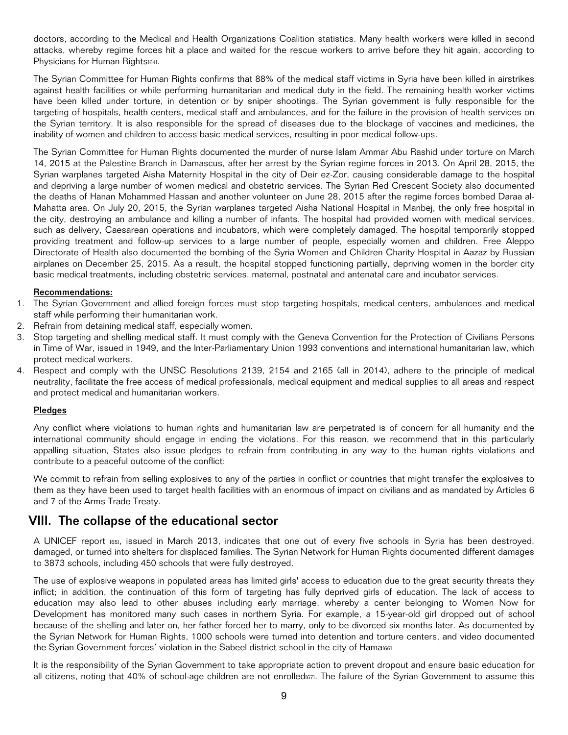doctors, according to the Medical and Health Organizations Coalition statistics. Many health workers were killed in second attacks, whereby regime forces hit a place and waited for the rescue workers to arrive before they hit again, according to Physicians for Human Rights[64].

The Syrian Committee for Human Rights confirms that 88% of the medical staff victims in Syria have been killed in airstrikes against health facilities or while performing humanitarian and medical duty in the field. The remaining health worker victims have been killed under torture, in detention or by sniper shootings. The Syrian government is fully responsible for the targeting of hospitals, health centers, medical staff and ambulances, and for the failure in the provision of health services on the Syrian territory. It is also responsible for the spread of diseases due to the blockage of vaccines and medicines, the inability of women and children to access basic medical services, resulting in poor medical follow-ups.

The Syrian Committee for Human Rights documented the murder of nurse Islam Ammar Abu Rashid under torture on March 14, 2015 at the Palestine Branch in Damascus, after her arrest by the Syrian regime forces in 2013. On April 28, 2015, the Syrian warplanes targeted Aisha Maternity Hospital in the city of Deir ez-Zor, causing considerable damage to the hospital and depriving a large number of women medical and obstetric services. The Syrian Red Crescent Society also documented the deaths of Hanan Mohammed Hassan and another volunteer on June 28, 2015 after the regime forces bombed Daraa al-Mahatta area. On July 20, 2015, the Syrian warplanes targeted Aisha National Hospital in Manbej, the only free hospital in the city, destroying an ambulance and killing a number of infants. The hospital had provided women with medical services, such as delivery, Caesarean operations and incubators, which were completely damaged. The hospital temporarily stopped providing treatment and follow-up services to a large number of people, especially women and children. Free Aleppo Directorate of Health also documented the bombing of the Syria Women and Children Charity Hospital in Aazaz by Russian airplanes on December 25, 2015. As a result, the hospital stopped functioning partially, depriving women in the border city basic medical treatments, including obstetric services, maternal, postnatal and antenatal care and incubator services.

**Recommendations:**

1. The Syrian Government and allied foreign forces must stop targeting hospitals, medical centers, ambulances and medical staff while performing their humanitarian work.
2. Refrain from detaining medical staff, especially women.
3. Stop targeting and shelling medical staff. It must comply with the Geneva Convention for the Protection of Civilians Persons in Time of War, issued in 1949, and the Inter-Parliamentary Union 1993 conventions and international humanitarian law, which protect medical workers.
4. Respect and comply with the UNSC Resolutions 2139, 2154 and 2165 (all in 2014), adhere to the principle of medical neutrality, facilitate the free access of medical professionals, medical equipment and medical supplies to all areas and respect and protect medical and humanitarian workers.

**Pledges**

Any conflict where violations to human rights and humanitarian law are perpetrated is of concern for all humanity and the international community should engage in ending the violations. For this reason, we recommend that in this particularly appalling situation, States also issue pledges to refrain from contributing in any way to the human rights violations and contribute to a peaceful outcome of the conflict:

We commit to refrain from selling explosives to any of the parties in conflict or countries that might transfer the explosives to them as they have been used to target health facilities with an enormous of impact on civilians and as mandated by Articles 6 and 7 of the Arms Trade Treaty.

## VIII. The collapse of the educational sector

A UNICEF report [65], issued in March 2013, indicates that one out of every five schools in Syria has been destroyed, damaged, or turned into shelters for displaced families. The Syrian Network for Human Rights documented different damages to 3873 schools, including 450 schools that were fully destroyed.

The use of explosive weapons in populated areas has limited girls' access to education due to the great security threats they inflict; in addition, the continuation of this form of targeting has fully deprived girls of education. The lack of access to education may also lead to other abuses including early marriage, whereby a center belonging to Women Now for Development has monitored many such cases in northern Syria. For example, a 15-year-old girl dropped out of school because of the shelling and later on, her father forced her to marry, only to be divorced six months later. As documented by the Syrian Network for Human Rights, 1000 schools were turned into detention and torture centers, and video documented the Syrian Government forces' violation in the Sabeel district school in the city of Hama[66].

It is the responsibility of the Syrian Government to take appropriate action to prevent dropout and ensure basic education for all citizens, noting that 40% of school-age children are not enrolled[67]. The failure of the Syrian Government to assume this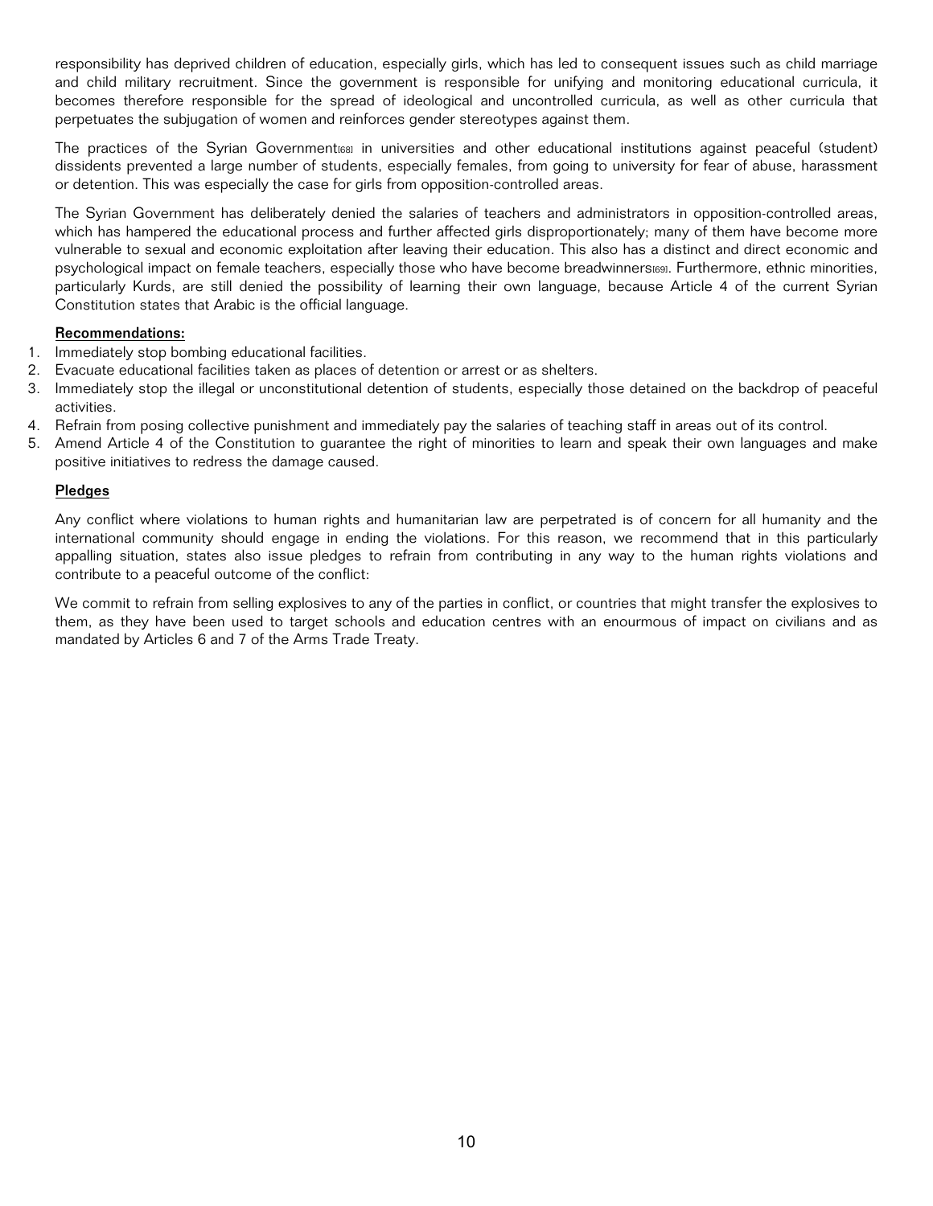responsibility has deprived children of education, especially girls, which has led to consequent issues such as child marriage and child military recruitment. Since the government is responsible for unifying and monitoring educational curricula, it becomes therefore responsible for the spread of ideological and uncontrolled curricula, as well as other curricula that perpetuates the subjugation of women and reinforces gender stereotypes against them.

The practices of the Syrian Government[68] in universities and other educational institutions against peaceful (student) dissidents prevented a large number of students, especially females, from going to university for fear of abuse, harassment or detention. This was especially the case for girls from opposition-controlled areas.

The Syrian Government has deliberately denied the salaries of teachers and administrators in opposition-controlled areas, which has hampered the educational process and further affected girls disproportionately; many of them have become more vulnerable to sexual and economic exploitation after leaving their education. This also has a distinct and direct economic and psychological impact on female teachers, especially those who have become breadwinners[69]. Furthermore, ethnic minorities, particularly Kurds, are still denied the possibility of learning their own language, because Article 4 of the current Syrian Constitution states that Arabic is the official language.

**Recommendations:**

1. Immediately stop bombing educational facilities.
2. Evacuate educational facilities taken as places of detention or arrest or as shelters.
3. Immediately stop the illegal or unconstitutional detention of students, especially those detained on the backdrop of peaceful activities.
4. Refrain from posing collective punishment and immediately pay the salaries of teaching staff in areas out of its control.
5. Amend Article 4 of the Constitution to guarantee the right of minorities to learn and speak their own languages and make positive initiatives to redress the damage caused.

**Pledges**

Any conflict where violations to human rights and humanitarian law are perpetrated is of concern for all humanity and the international community should engage in ending the violations. For this reason, we recommend that in this particularly appalling situation, states also issue pledges to refrain from contributing in any way to the human rights violations and contribute to a peaceful outcome of the conflict:

We commit to refrain from selling explosives to any of the parties in conflict, or countries that might transfer the explosives to them, as they have been used to target schools and education centres with an enourmous of impact on civilians and as mandated by Articles 6 and 7 of the Arms Trade Treaty.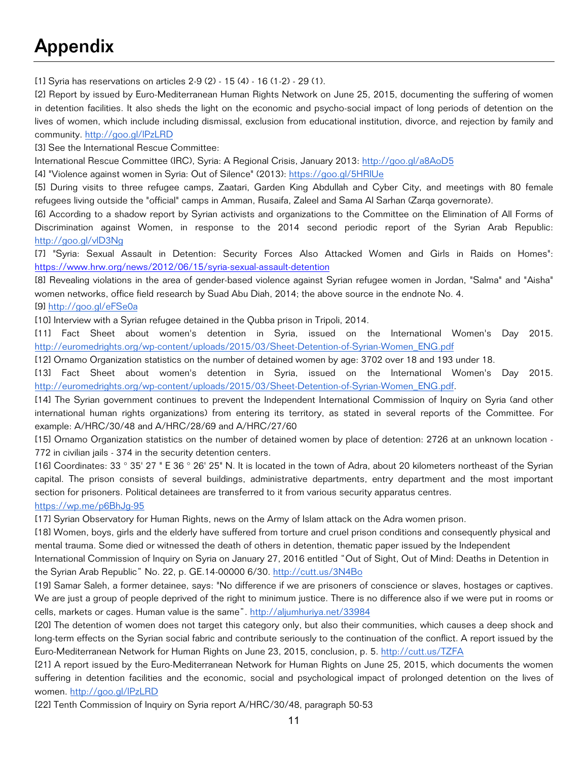# Appendix

[1] Syria has reservations on articles 2-9 (2) - 15 (4) - 16 (1-2) - 29 (1).

[2] Report by issued by Euro-Mediterranean Human Rights Network on June 25, 2015, documenting the suffering of women in detention facilities. It also sheds the light on the economic and psycho-social impact of long periods of detention on the lives of women, which include including dismissal, exclusion from educational institution, divorce, and rejection by family and community. http://goo.gl/IPzLRD

[3] See the International Rescue Committee:

International Rescue Committee (IRC), Syria: A Regional Crisis, January 2013: http://goo.gl/a8AoD5

[4] "Violence against women in Syria: Out of Silence" (2013): https://goo.gl/5HRlUe

[5] During visits to three refugee camps, Zaatari, Garden King Abdullah and Cyber City, and meetings with 80 female refugees living outside the "official" camps in Amman, Rusaifa, Zaleel and Sama Al Sarhan (Zarqa governorate).

[6] According to a shadow report by Syrian activists and organizations to the Committee on the Elimination of All Forms of Discrimination against Women, in response to the 2014 second periodic report of the Syrian Arab Republic: http://goo.gl/vlD3Ng

[7] "Syria: Sexual Assault in Detention: Security Forces Also Attacked Women and Girls in Raids on Homes": https://www.hrw.org/news/2012/06/15/syria-sexual-assault-detention

[8] Revealing violations in the area of gender-based violence against Syrian refugee women in Jordan, "Salma" and "Aisha" women networks, office field research by Suad Abu Diah, 2014; the above source in the endnote No. 4.

[9] http://goo.gl/eFSe0a

[10] Interview with a Syrian refugee detained in the Qubba prison in Tripoli, 2014.

[11] Fact Sheet about women's detention in Syria, issued on the International Women's Day 2015. http://euromedrights.org/wp-content/uploads/2015/03/Sheet-Detention-of-Syrian-Women_ENG.pdf

[12] Ornamo Organization statistics on the number of detained women by age: 3702 over 18 and 193 under 18.

[13] Fact Sheet about women's detention in Syria, issued on the International Women's Day 2015. http://euromedrights.org/wp-content/uploads/2015/03/Sheet-Detention-of-Syrian-Women_ENG.pdf.

[14] The Syrian government continues to prevent the Independent International Commission of Inquiry on Syria (and other international human rights organizations) from entering its territory, as stated in several reports of the Committee. For example: A/HRC/30/48 and A/HRC/28/69 and A/HRC/27/60

[15] Ornamo Organization statistics on the number of detained women by place of detention: 2726 at an unknown location - 772 in civilian jails - 374 in the security detention centers.

[16] Coordinates: 33 ° 35' 27 " E 36 ° 26' 25" N. It is located in the town of Adra, about 20 kilometers northeast of the Syrian capital. The prison consists of several buildings, administrative departments, entry department and the most important section for prisoners. Political detainees are transferred to it from various security apparatus centres. https://wp.me/p6BhJg-95

[17] Syrian Observatory for Human Rights, news on the Army of Islam attack on the Adra women prison.

[18] Women, boys, girls and the elderly have suffered from torture and cruel prison conditions and consequently physical and mental trauma. Some died or witnessed the death of others in detention, thematic paper issued by the Independent International Commission of Inquiry on Syria on January 27, 2016 entitled "Out of Sight, Out of Mind: Deaths in Detention in the Syrian Arab Republic" No. 22, p. GE.14-00000 6/30. http://cutt.us/3N4Bo

[19] Samar Saleh, a former detainee, says: "No difference if we are prisoners of conscience or slaves, hostages or captives. We are just a group of people deprived of the right to minimum justice. There is no difference also if we were put in rooms or cells, markets or cages. Human value is the same". http://aljumhuriya.net/33984

[20] The detention of women does not target this category only, but also their communities, which causes a deep shock and long-term effects on the Syrian social fabric and contribute seriously to the continuation of the conflict. A report issued by the Euro-Mediterranean Network for Human Rights on June 23, 2015, conclusion, p. 5. http://cutt.us/TZFA

[21] A report issued by the Euro-Mediterranean Network for Human Rights on June 25, 2015, which documents the women suffering in detention facilities and the economic, social and psychological impact of prolonged detention on the lives of women. http://goo.gl/IPzLRD

[22] Tenth Commission of Inquiry on Syria report A/HRC/30/48, paragraph 50-53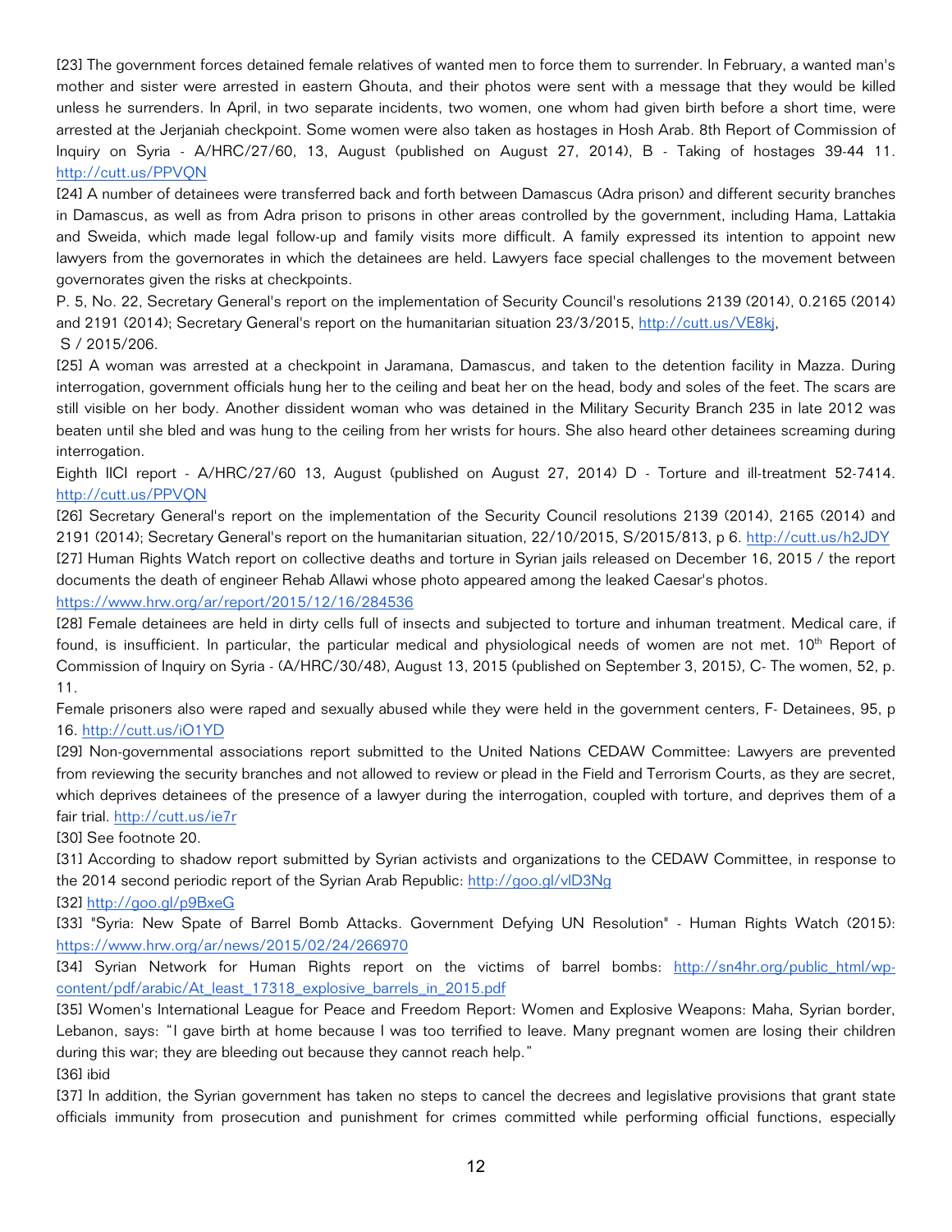[23] The government forces detained female relatives of wanted men to force them to surrender. In February, a wanted man's mother and sister were arrested in eastern Ghouta, and their photos were sent with a message that they would be killed unless he surrenders. In April, in two separate incidents, two women, one whom had given birth before a short time, were arrested at the Jerjaniah checkpoint. Some women were also taken as hostages in Hosh Arab. 8th Report of Commission of Inquiry on Syria - A/HRC/27/60, 13, August (published on August 27, 2014), B - Taking of hostages 39-44 11. http://cutt.us/PPVQN

[24] A number of detainees were transferred back and forth between Damascus (Adra prison) and different security branches in Damascus, as well as from Adra prison to prisons in other areas controlled by the government, including Hama, Lattakia and Sweida, which made legal follow-up and family visits more difficult. A family expressed its intention to appoint new lawyers from the governorates in which the detainees are held. Lawyers face special challenges to the movement between governorates given the risks at checkpoints.

P. 5, No. 22, Secretary General's report on the implementation of Security Council's resolutions 2139 (2014), 0.2165 (2014) and 2191 (2014); Secretary General's report on the humanitarian situation 23/3/2015, http://cutt.us/VE8kj, S / 2015/206.

[25] A woman was arrested at a checkpoint in Jaramana, Damascus, and taken to the detention facility in Mazza. During interrogation, government officials hung her to the ceiling and beat her on the head, body and soles of the feet. The scars are still visible on her body. Another dissident woman who was detained in the Military Security Branch 235 in late 2012 was beaten until she bled and was hung to the ceiling from her wrists for hours. She also heard other detainees screaming during interrogation.

Eighth IICI report - A/HRC/27/60 13, August (published on August 27, 2014) D - Torture and ill-treatment 52-7414. http://cutt.us/PPVQN

[26] Secretary General's report on the implementation of the Security Council resolutions 2139 (2014), 2165 (2014) and 2191 (2014); Secretary General's report on the humanitarian situation, 22/10/2015, S/2015/813, p 6. http://cutt.us/h2JDY

[27] Human Rights Watch report on collective deaths and torture in Syrian jails released on December 16, 2015 / the report documents the death of engineer Rehab Allawi whose photo appeared among the leaked Caesar's photos. https://www.hrw.org/ar/report/2015/12/16/284536

[28] Female detainees are held in dirty cells full of insects and subjected to torture and inhuman treatment. Medical care, if found, is insufficient. In particular, the particular medical and physiological needs of women are not met. 10th Report of Commission of Inquiry on Syria - (A/HRC/30/48), August 13, 2015 (published on September 3, 2015), C- The women, 52, p. 11.

Female prisoners also were raped and sexually abused while they were held in the government centers, F- Detainees, 95, p 16. http://cutt.us/iO1YD

[29] Non-governmental associations report submitted to the United Nations CEDAW Committee: Lawyers are prevented from reviewing the security branches and not allowed to review or plead in the Field and Terrorism Courts, as they are secret, which deprives detainees of the presence of a lawyer during the interrogation, coupled with torture, and deprives them of a fair trial. http://cutt.us/ie7r

[30] See footnote 20.

[31] According to shadow report submitted by Syrian activists and organizations to the CEDAW Committee, in response to the 2014 second periodic report of the Syrian Arab Republic: http://goo.gl/vlD3Ng

[32] http://goo.gl/p9BxeG

[33] "Syria: New Spate of Barrel Bomb Attacks. Government Defying UN Resolution" - Human Rights Watch (2015): https://www.hrw.org/ar/news/2015/02/24/266970

[34] Syrian Network for Human Rights report on the victims of barrel bombs: http://sn4hr.org/public_html/wp-content/pdf/arabic/At_least_17318_explosive_barrels_in_2015.pdf

[35] Women's International League for Peace and Freedom Report: Women and Explosive Weapons: Maha, Syrian border, Lebanon, says: "I gave birth at home because I was too terrified to leave. Many pregnant women are losing their children during this war; they are bleeding out because they cannot reach help."

[36] ibid

[37] In addition, the Syrian government has taken no steps to cancel the decrees and legislative provisions that grant state officials immunity from prosecution and punishment for crimes committed while performing official functions, especially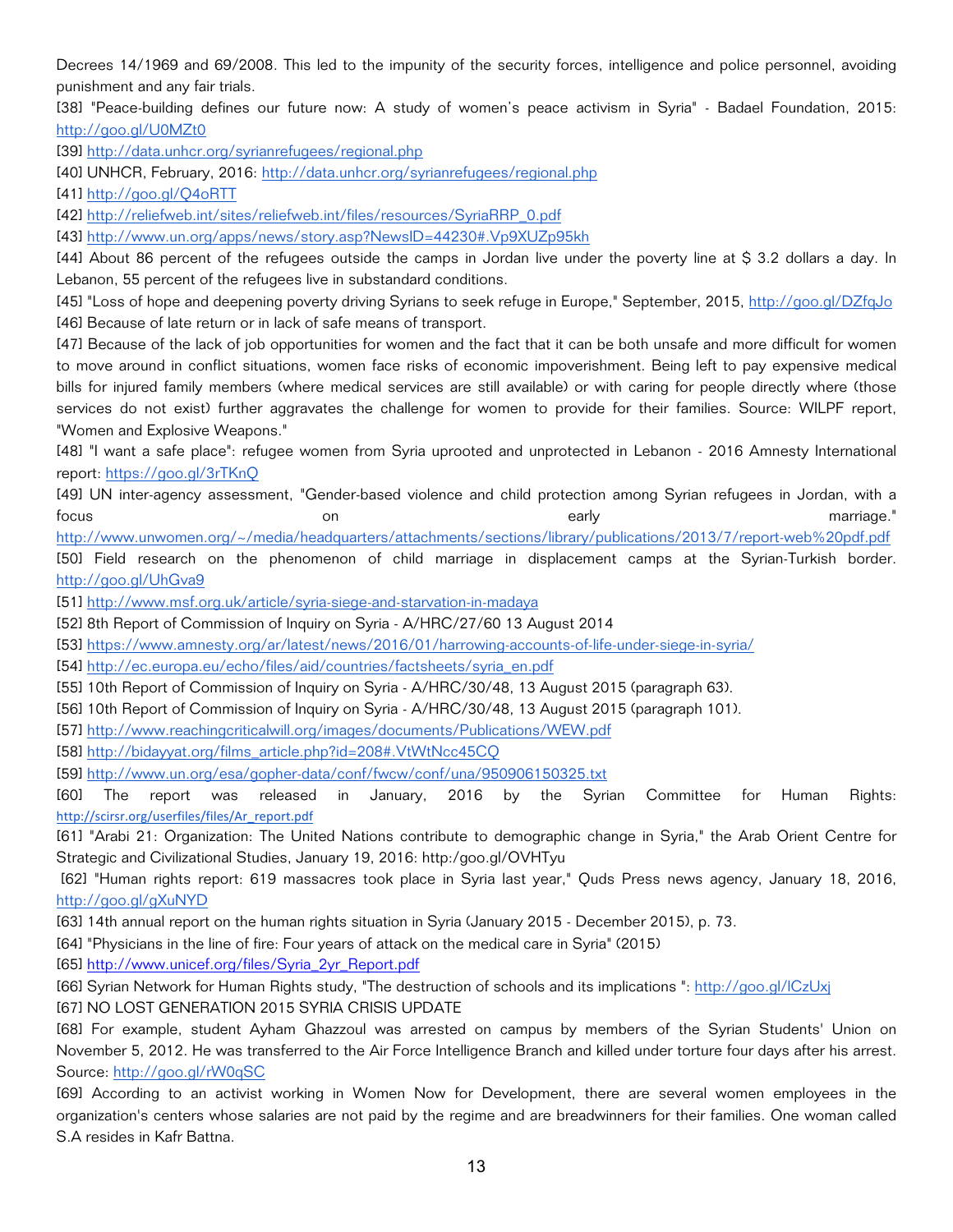Decrees 14/1969 and 69/2008. This led to the impunity of the security forces, intelligence and police personnel, avoiding punishment and any fair trials.

[38] "Peace-building defines our future now: A study of women's peace activism in Syria" - Badael Foundation, 2015: http://goo.gl/U0MZt0

[39] http://data.unhcr.org/syrianrefugees/regional.php

[40] UNHCR, February, 2016: http://data.unhcr.org/syrianrefugees/regional.php

[41] http://goo.gl/Q4oRTT

[42] http://reliefweb.int/sites/reliefweb.int/files/resources/SyriaRRP_0.pdf

[43] http://www.un.org/apps/news/story.asp?NewsID=44230#.Vp9XUZp95kh

[44] About 86 percent of the refugees outside the camps in Jordan live under the poverty line at $ 3.2 dollars a day. In Lebanon, 55 percent of the refugees live in substandard conditions.

[45] "Loss of hope and deepening poverty driving Syrians to seek refuge in Europe," September, 2015, http://goo.gl/DZfqJo

[46] Because of late return or in lack of safe means of transport.

[47] Because of the lack of job opportunities for women and the fact that it can be both unsafe and more difficult for women to move around in conflict situations, women face risks of economic impoverishment. Being left to pay expensive medical bills for injured family members (where medical services are still available) or with caring for people directly where (those services do not exist) further aggravates the challenge for women to provide for their families. Source: WILPF report, "Women and Explosive Weapons."

[48] "I want a safe place": refugee women from Syria uprooted and unprotected in Lebanon - 2016 Amnesty International report: https://goo.gl/3rTKnQ

[49] UN inter-agency assessment, "Gender-based violence and child protection among Syrian refugees in Jordan, with a focus on early marriage." http://www.unwomen.org/~/media/headquarters/attachments/sections/library/publications/2013/7/report-web%20pdf.pdf

[50] Field research on the phenomenon of child marriage in displacement camps at the Syrian-Turkish border. http://goo.gl/UhGva9

[51] http://www.msf.org.uk/article/syria-siege-and-starvation-in-madaya

[52] 8th Report of Commission of Inquiry on Syria - A/HRC/27/60 13 August 2014

[53] https://www.amnesty.org/ar/latest/news/2016/01/harrowing-accounts-of-life-under-siege-in-syria/

[54] http://ec.europa.eu/echo/files/aid/countries/factsheets/syria_en.pdf

[55] 10th Report of Commission of Inquiry on Syria - A/HRC/30/48, 13 August 2015 (paragraph 63).

[56] 10th Report of Commission of Inquiry on Syria - A/HRC/30/48, 13 August 2015 (paragraph 101).

[57] http://www.reachingcriticalwill.org/images/documents/Publications/WEW.pdf

[58] http://bidayyat.org/films_article.php?id=208#.VtWtNcc45CQ

[59] http://www.un.org/esa/gopher-data/conf/fwcw/conf/una/950906150325.txt

[60] The report was released in January, 2016 by the Syrian Committee for Human Rights: http://scirsr.org/userfiles/files/Ar_report.pdf

[61] "Arabi 21: Organization: The United Nations contribute to demographic change in Syria," the Arab Orient Centre for Strategic and Civilizational Studies, January 19, 2016: http:/goo.gl/OVHTyu

[62] "Human rights report: 619 massacres took place in Syria last year," Quds Press news agency, January 18, 2016, http://goo.gl/gXuNYD

[63] 14th annual report on the human rights situation in Syria (January 2015 - December 2015), p. 73.

[64] "Physicians in the line of fire: Four years of attack on the medical care in Syria" (2015)

[65] http://www.unicef.org/files/Syria_2yr_Report.pdf

[66] Syrian Network for Human Rights study, "The destruction of schools and its implications ": http://goo.gl/lCzUxj

[67] NO LOST GENERATION 2015 SYRIA CRISIS UPDATE

[68] For example, student Ayham Ghazzoul was arrested on campus by members of the Syrian Students' Union on November 5, 2012. He was transferred to the Air Force Intelligence Branch and killed under torture four days after his arrest. Source: http://goo.gl/rW0qSC

[69] According to an activist working in Women Now for Development, there are several women employees in the organization's centers whose salaries are not paid by the regime and are breadwinners for their families. One woman called S.A resides in Kafr Battna.